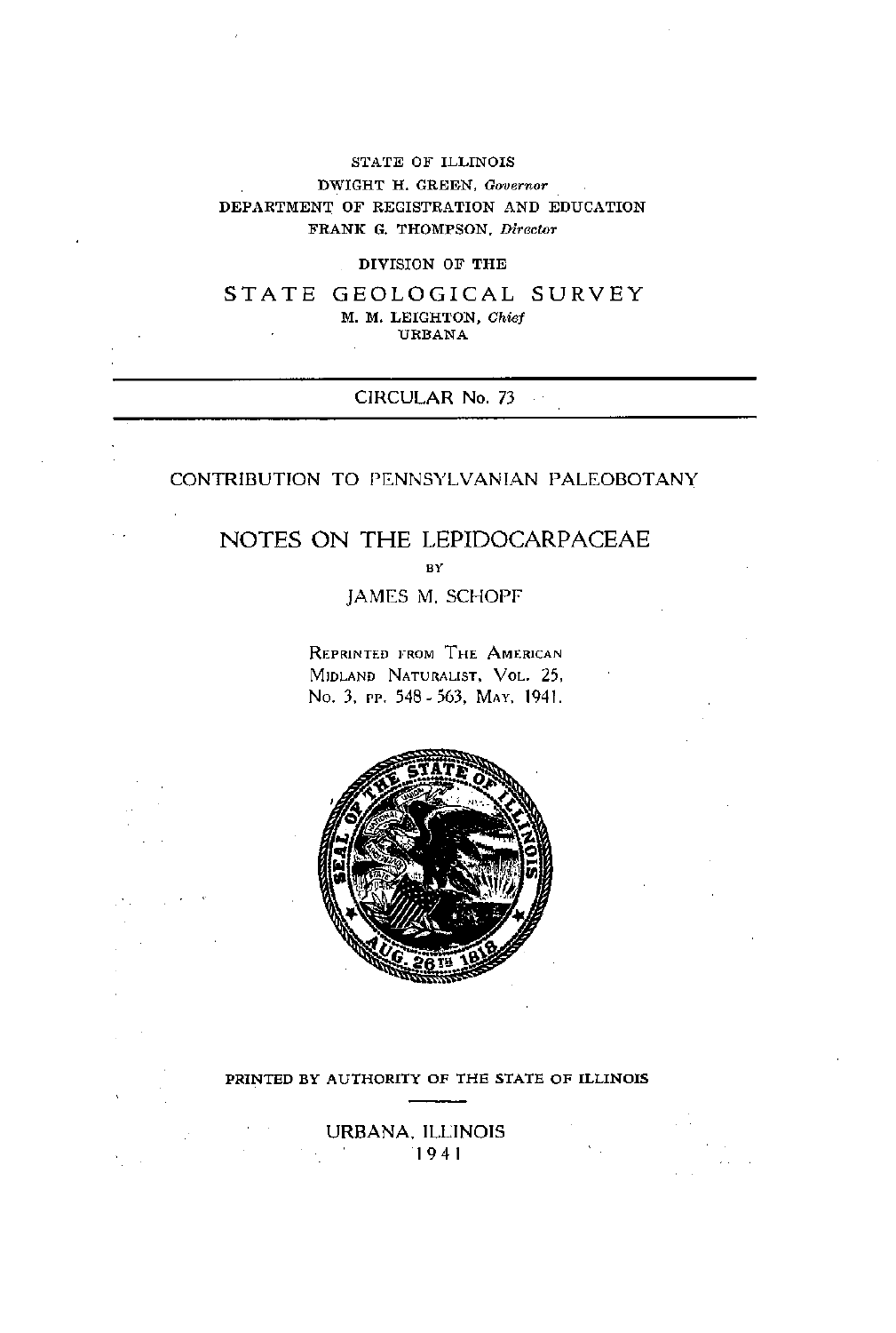STATE OF ILLINOIS
DWIGHT H. GREEN, *Governor*
DEPARTMENT OF REGISTRATION AND EDUCATION
FRANK G. THOMPSON, *Director*

DIVISION OF THE

# STATE GEOLOGICAL SURVEY

M. M. LEIGHTON, *Chief*
URBANA

CIRCULAR No. 73

CONTRIBUTION TO PENNSYLVANIAN PALEOBOTANY

# NOTES ON THE LEPIDOCARPACEAE

BY

JAMES M. SCHOPF

REPRINTED FROM THE AMERICAN MIDLAND NATURALIST, VOL. 25, NO. 3, PP. 548-563, MAY, 1941.

PRINTED BY AUTHORITY OF THE STATE OF ILLINOIS

URBANA, ILLINOIS
1941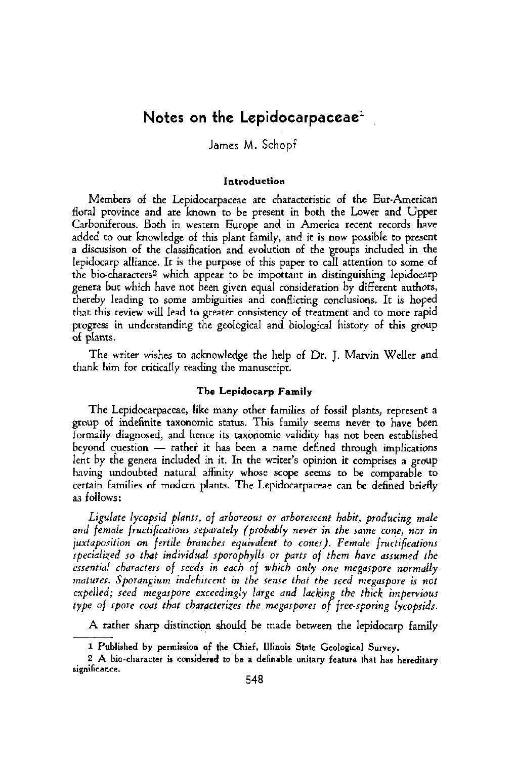# Notes on the Lepidocarpaceae[1]

James M. Schopf

### Introduction

Members of the Lepidocarpaceae are characteristic of the Eur-American floral province and are known to be present in both the Lower and Upper Carboniferous. Both in western Europe and in America recent records have added to our knowledge of this plant family, and it is now possible to present a discusison of the classification and evolution of the groups included in the lepidocarp alliance. It is the purpose of this paper to call attention to some of the bio-characters[2] which appear to be important in distinguishing lepidocarp genera but which have not been given equal consideration by different authors, thereby leading to some ambiguities and conflicting conclusions. It is hoped that this review will lead to greater consistency of treatment and to more rapid progress in understanding the geological and biological history of this group of plants.

The writer wishes to acknowledge the help of Dr. J. Marvin Weller and thank him for critically reading the manuscript.

### The Lepidocarp Family

The Lepidocarpaceae, like many other families of fossil plants, represent a group of indefinite taxonomic status. This family seems never to have been formally diagnosed, and hence its taxonomic validity has not been established beyond question — rather it has been a name defined through implications lent by the genera included in it. In the writer's opinion it comprises a group having undoubted natural affinity whose scope seems to be comparable to certain families of modern plants. The Lepidocarpaceae can be defined briefly as follows:

*Ligulate lycopsid plants, of arboreous or arborescent habit, producing male and female fructifications separately (probably never in the same cone, nor in juxtaposition on fertile branches equivalent to cones). Female fructifications specialized so that individual sporophylls or parts of them have assumed the essential characters of seeds in each of which only one megaspore normally matures. Sporangium indehiscent in the sense that the seed megaspore is not expelled; seed megaspore exceedingly large and lacking the thick impervious type of spore coat that characterizes the megaspores of free-sporing lycopsids.*

A rather sharp distinction should be made between the lepidocarp family

1 Published by permission of the Chief, Illinois State Geological Survey.

2 A bio-character is considered to be a definable unitary feature that has hereditary significance.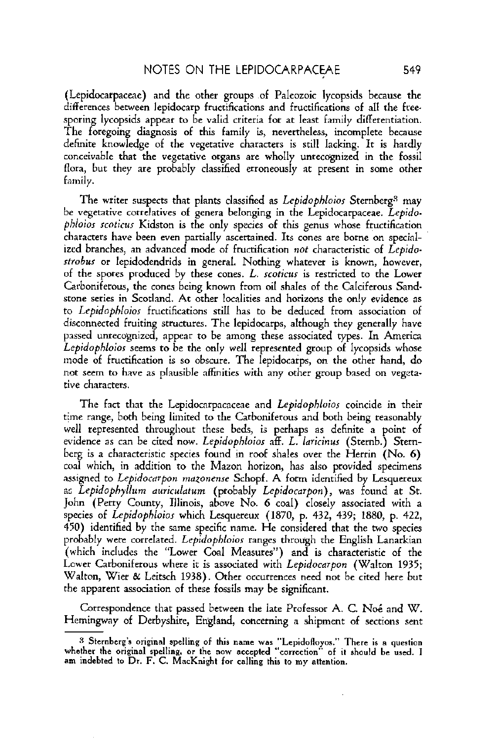(Lepidocarpaceae) and the other groups of Paleozoic lycopsids because the differences between lepidocarp fructifications and fructifications of all the free-sporing lycopsids appear to be valid criteria for at least family differentiation. The foregoing diagnosis of this family is, nevertheless, incomplete because definite knowledge of the vegetative characters is still lacking. It is hardly conceivable that the vegetative organs are wholly unrecognized in the fossil flora, but they are probably classified erroneously at present in some other family.

The writer suspects that plants classified as *Lepidophloios* Sternberg[3] may be vegetative correlatives of genera belonging in the Lepidocarpaceae. *Lepidophloios scoticus* Kidston is the only species of this genus whose fructification characters have been even partially ascertained. Its cones are borne on specialized branches, an advanced mode of fructification *not* characteristic of *Lepidostrobus* or lepidodendrids in general. Nothing whatever is known, however, of the spores produced by these cones. *L. scoticus* is restricted to the Lower Carboniferous, the cones being known from oil shales of the Calciferous Sandstone series in Scotland. At other localities and horizons the only evidence as to *Lepidophloios* fructifications still has to be deduced from association of disconnected fruiting structures. The lepidocarps, although they generally have passed unrecognized, appear to be among these associated types. In America *Lepidophloios* seems to be the only well represented group of lycopsids whose mode of fructification is so obscure. The lepidocarps, on the other hand, do not seem to have as plausible affinities with any other group based on vegetative characters.

The fact that the Lepidocarpacaceae and *Lepidophloios* coincide in their time range, both being limited to the Carboniferous and both being reasonably well represented throughout these beds, is perhaps as definite a point of evidence as can be cited now. *Lepidophloios* aff. *L. laricinus* (Sternb.) Sternberg is a characteristic species found in roof shales over the Herrin (No. 6) coal which, in addition to the Mazon horizon, has also provided specimens assigned to *Lepidocarpon mazonense* Schopf. A form identified by Lesquereux as *Lepidophyllum auriculatum* (probably *Lepidocarpon*), was found at St. John (Perry County, Illinois, above No. 6 coal) closely associated with a species of *Lepidophloios* which Lesquereux (1870, p. 432, 439; 1880, p. 422, 450) identified by the same specific name. He considered that the two species probably were correlated. *Lepidophloios* ranges through the English Lanarkian (which includes the "Lower Coal Measures") and is characteristic of the Lower Carboniferous where it is associated with *Lepidocarpon* (Walton 1935; Walton, Wier & Leitsch 1938). Other occurrences need not be cited here but the apparent association of these fossils may be significant.

Correspondence that passed between the late Professor A. C. Noé and W. Hemingway of Derbyshire, England, concerning a shipment of sections sent

[3] Sternberg's original spelling of this name was "Lepidofloyos." There is a question whether the original spelling, or the now accepted "correction" of it should be used. I am indebted to Dr. F. C. MacKnight for calling this to my attention.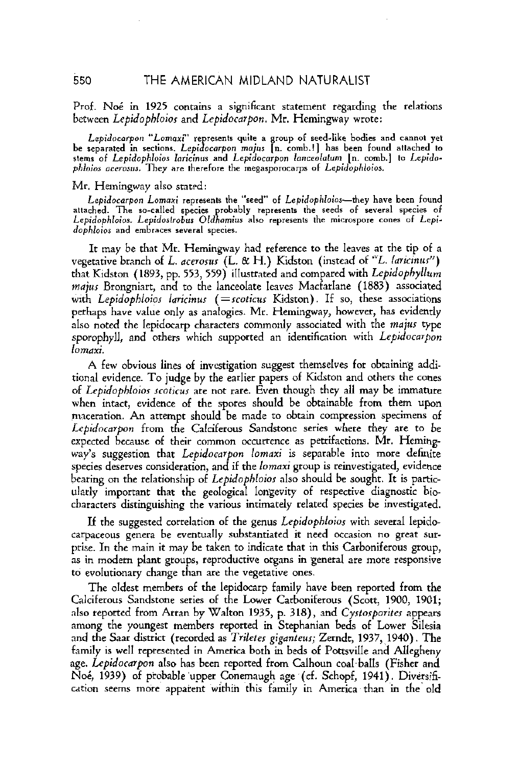Prof. Noé in 1925 contains a significant statement regarding the relations between *Lepidophloios* and *Lepidocarpon*. Mr. Hemingway wrote:

> *Lepidocarpon* "*Lomaxi*" represents quite a group of seed-like bodies and cannot yet be separated in sections. *Lepidocarpon majus* [n. comb.!] has been found attached to stems of *Lepidophloios laricinus* and *Lepidocarpon lanceolatum* [n. comb.] to *Lepidophloios acerosus*. They are therefore the megasporocarps of *Lepidophloios*.

Mr. Hemingway also stated:

> *Lepidocarpon Lomaxi* represents the "seed" of *Lepidophloios*—they have been found attached. The so-called species probably represents the seeds of several species of *Lepidophloios*. *Lepidostrobus Oldhamius* also represents the microspore cones of *Lepidophloios* and embraces several species.

It may be that Mr. Hemingway had reference to the leaves at the tip of a vegetative branch of *L. acerosus* (L. & H.) Kidston (instead of "*L. laricinus*") that Kidston (1893, pp. 553, 559) illustrated and compared with *Lepidophyllum majus* Brongniart, and to the lanceolate leaves Macfarlane (1883) associated with *Lepidophloios laricinus* (=*scoticus* Kidston). If so, these associations perhaps have value only as analogies. Mr. Hemingway, however, has evidently also noted the lepidocarp characters commonly associated with the *majus* type sporophyll, and others which supported an identification with *Lepidocarpon lomaxi*.

A few obvious lines of investigation suggest themselves for obtaining additional evidence. To judge by the earlier papers of Kidston and others the cones of *Lepidophloios scoticus* are not rare. Even though they all may be immature when intact, evidence of the spores should be obtainable from them upon maceration. An attempt should be made to obtain compression specimens of *Lepidocarpon* from the Calciferous Sandstone series where they are to be expected because of their common occurrence as petrifactions. Mr. Hemingway's suggestion that *Lepidocarpon lomaxi* is separable into more definite species deserves consideration, and if the *lomaxi* group is reinvestigated, evidence bearing on the relationship of *Lepidophloios* also should be sought. It is particularly important that the geological longevity of respective diagnostic biocharacters distinguishing the various intimately related species be investigated.

If the suggested correlation of the genus *Lepidophloios* with several lepidocarpaceous genera be eventually substantiated it need occasion no great surprise. In the main it may be taken to indicate that in this Carboniferous group, as in modern plant groups, reproductive organs in general are more responsive to evolutionary change than are the vegetative ones.

The oldest members of the lepidocarp family have been reported from the Calciferous Sandstone series of the Lower Carboniferous (Scott, 1900, 1901; also reported from Arran by Walton 1935, p. 318), and *Cystosporites* appears among the youngest members reported in Stephanian beds of Lower Silesia and the Saar district (recorded as *Triletes giganteus;* Zerndt, 1937, 1940). The family is well represented in America both in beds of Pottsville and Allegheny age. *Lepidocarpon* also has been reported from Calhoun coal balls (Fisher and Noé, 1939) of probable upper Conemaugh age (cf. Schopf, 1941). Diversification seems more apparent within this family in America than in the old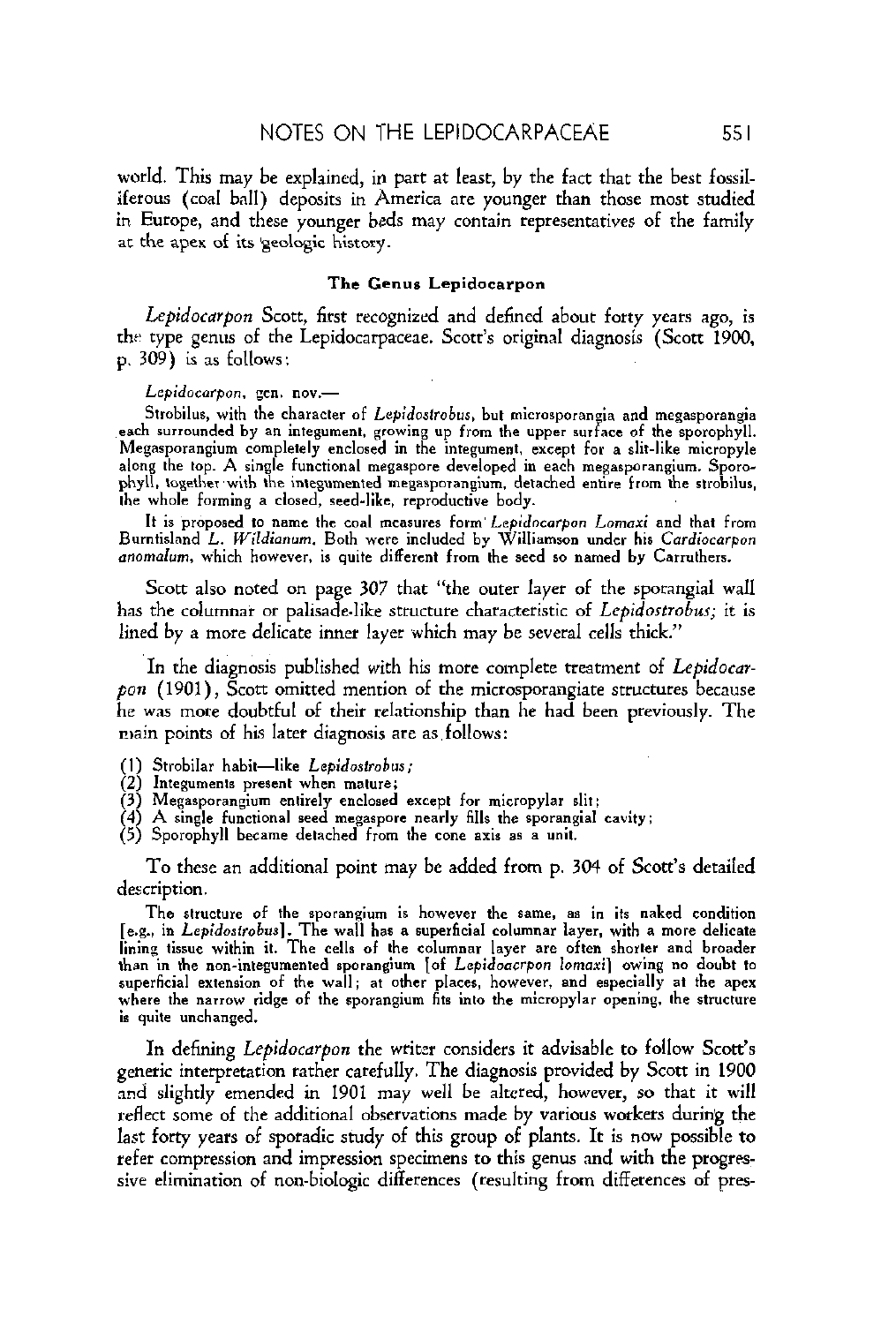world. This may be explained, in part at least, by the fact that the best fossiliferous (coal ball) deposits in America are younger than those most studied in Europe, and these younger beds may contain representatives of the family at the apex of its geologic history.

### The Genus Lepidocarpon

*Lepidocarpon* Scott, first recognized and defined about forty years ago, is the type genus of the Lepidocarpaceae. Scott's original diagnosis (Scott 1900, p. 309) is as follows:

> *Lepidocarpon*, gen. nov.—
>
> Strobilus, with the character of *Lepidostrobus*, but microsporangia and megasporangia each surrounded by an integument, growing up from the upper surface of the sporophyll. Megasporangium completely enclosed in the integument, except for a slit-like micropyle along the top. A single functional megaspore developed in each megasporangium. Sporophyll, together with the integumented megasporangium, detached entire from the strobilus, the whole forming a closed, seed-like, reproductive body.
>
> It is proposed to name the coal measures form *Lepidocarpon Lomaxi* and that from Burntisland *L. Wildianum*. Both were included by Williamson under his *Cardiocarpon anomalum*, which however, is quite different from the seed so named by Carruthers.

Scott also noted on page 307 that "the outer layer of the sporangial wall has the columnar or palisade-like structure characteristic of *Lepidostrobus*; it is lined by a more delicate inner layer which may be several cells thick."

In the diagnosis published with his more complete treatment of *Lepidocarpon* (1901), Scott omitted mention of the microsporangiate structures because he was more doubtful of their relationship than he had been previously. The main points of his later diagnosis are as follows:

1. Strobilar habit—like *Lepidostrobus*;
2. Integuments present when mature;
3. Megasporangium entirely enclosed except for micropylar slit;
4. A single functional seed megaspore nearly fills the sporangial cavity;
5. Sporophyll became detached from the cone axis as a unit.

To these an additional point may be added from p. 304 of Scott's detailed description.

> The structure of the sporangium is however the same, as in its naked condition [e.g., in *Lepidostrobus*]. The wall has a superficial columnar layer, with a more delicate lining tissue within it. The cells of the columnar layer are often shorter and broader than in the non-integumented sporangium [of *Lepidoacrpon lomaxi*] owing no doubt to superficial extension of the wall; at other places, however, and especially at the apex where the narrow ridge of the sporangium fits into the micropylar opening, the structure is quite unchanged.

In defining *Lepidocarpon* the writer considers it advisable to follow Scott's generic interpretation rather carefully. The diagnosis provided by Scott in 1900 and slightly emended in 1901 may well be altered, however, so that it will reflect some of the additional observations made by various workers during the last forty years of sporadic study of this group of plants. It is now possible to refer compression and impression specimens to this genus and with the progressive elimination of non-biologic differences (resulting from differences of pres-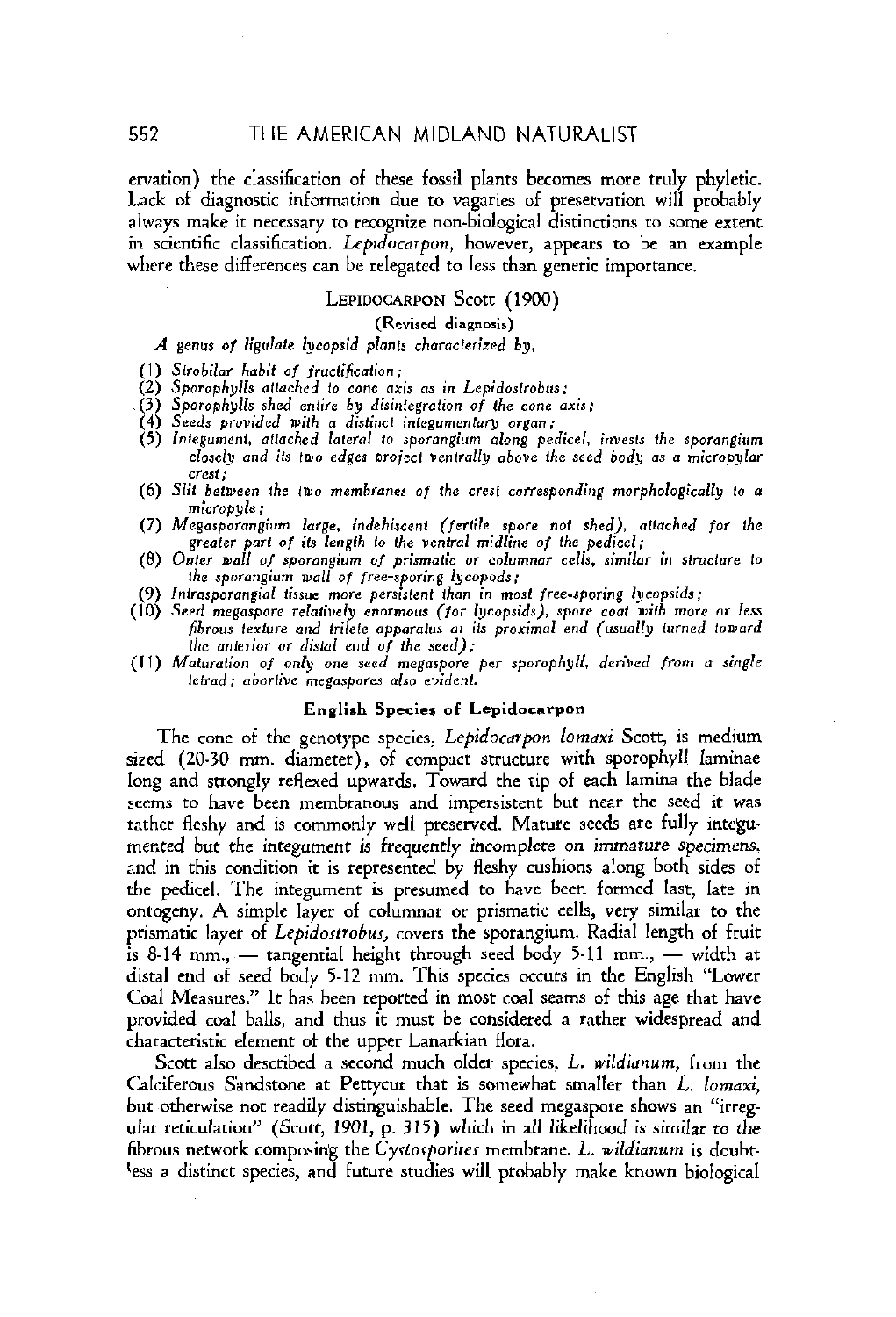ervation) the classification of these fossil plants becomes more truly phyletic. Lack of diagnostic information due to vagaries of preservation will probably always make it necessary to recognize non-biological distinctions to some extent in scientific classification. *Lepidocarpon*, however, appears to be an example where these differences can be relegated to less than generic importance.

### LEPIDOCARPON Scott (1900)

(Revised diagnosis)

*A genus of ligulate lycopsid plants characterized by,*

(1) *Strobilar habit of fructification;*
(2) *Sporophylls attached to cone axis as in Lepidostrobus;*
(3) *Sporophylls shed entire by disintegration of the cone axis;*
(4) *Seeds provided with a distinct integumentary organ;*
(5) *Integument, attached lateral to sporangium along pedicel, invests the sporangium closely and its two edges project ventrally above the seed body as a micropylar crest;*
(6) *Slit between the two membranes of the crest corresponding morphologically to a micropyle;*
(7) *Megasporangium large, indehiscent (fertile spore not shed), attached for the greater part of its length to the ventral midline of the pedicel;*
(8) *Outer wall of sporangium of prismatic or columnar cells, similar in structure to the sporangium wall of free-sporing lycopods;*
(9) *Intrasporangial tissue more persistent than in most free-sporing lycopsids;*
(10) *Seed megaspore relatively enormous (for lycopsids), spore coat with more or less fibrous texture and trilete apparatus at its proximal end (usually turned toward the anterior or distal end of the seed);*
(11) *Maturation of only one seed megaspore per sporophyll, derived from a single tetrad; abortive megaspores also evident.*

#### English Species of Lepidocarpon

The cone of the genotype species, *Lepidocarpon lomaxi* Scott, is medium sized (20-30 mm. diameter), of compact structure with sporophyll laminae long and strongly reflexed upwards. Toward the tip of each lamina the blade seems to have been membranous and impersistent but near the seed it was rather fleshy and is commonly well preserved. Mature seeds are fully integumented but the integument is frequently incomplete on immature specimens, and in this condition it is represented by fleshy cushions along both sides of the pedicel. The integument is presumed to have been formed last, late in ontogeny. A simple layer of columnar or prismatic cells, very similar to the prismatic layer of *Lepidostrobus*, covers the sporangium. Radial length of fruit is 8-14 mm., — tangential height through seed body 5-11 mm., — width at distal end of seed body 5-12 mm. This species occurs in the English "Lower Coal Measures." It has been reported in most coal seams of this age that have provided coal balls, and thus it must be considered a rather widespread and characteristic element of the upper Lanarkian flora.

Scott also described a second much older species, *L. wildianum*, from the Calciferous Sandstone at Pettycur that is somewhat smaller than *L. lomaxi*, but otherwise not readily distinguishable. The seed megaspore shows an "irregular reticulation" (Scott, 1901, p. 315) which in all likelihood is similar to the fibrous network composing the *Cystosporites* membrane. *L. wildianum* is doubtless a distinct species, and future studies will probably make known biological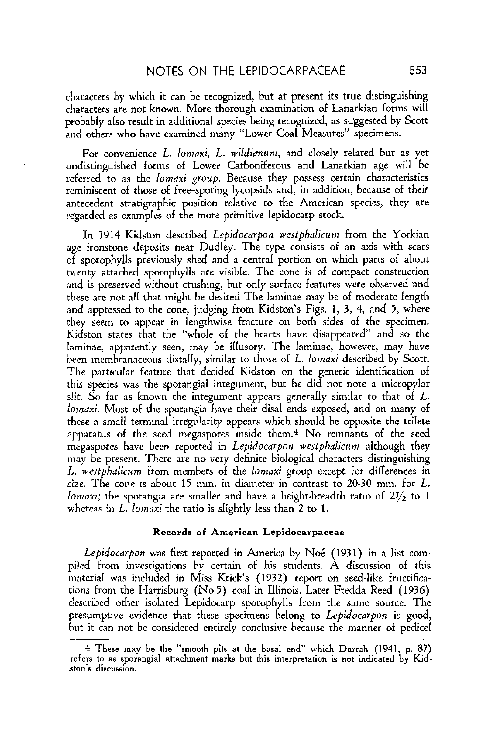characters by which it can be recognized, but at present its true distinguishing characters are not known. More thorough examination of Lanarkian forms will probably also result in additional species being recognized, as suggested by Scott and others who have examined many "Lower Coal Measures" specimens.

For convenience *L. lomaxi*, *L. wildianum*, and closely related but as yet undistinguished forms of Lower Carboniferous and Lanarkian age will be referred to as the *lomaxi group*. Because they possess certain characteristics reminiscent of those of free-sporing lycopsids and, in addition, because of their antecedent stratigraphic position relative to the American species, they are regarded as examples of the more primitive lepidocarp stock.

In 1914 Kidston described *Lepidocarpon westphalicum* from the Yorkian age ironstone deposits near Dudley. The type consists of an axis with scars of sporophylls previously shed and a central portion on which parts of about twenty attached sporophylls are visible. The cone is of compact construction and is preserved without crushing, but only surface features were observed and these are not all that might be desired The laminae may be of moderate length and appressed to the cone, judging from Kidston's Figs. 1, 3, 4, and 5, where they seem to appear in lengthwise fracture on both sides of the specimen. Kidston states that the "whole of the bracts have disappeared" and so the laminae, apparently seen, may be illusory. The laminae, however, may have been membranaceous distally, similar to those of *L. lomaxi* described by Scott. The particular feature that decided Kidston on the generic identification of this species was the sporangial integument, but he did not note a micropylar slit. So far as known the integument appears generally similar to that of *L. lomaxi*. Most of the sporangia have their disal ends exposed, and on many of these a small terminal irregularity appears which should be opposite the trilete apparatus of the seed megaspores inside them.[4] No remnants of the seed megaspores have been reported in *Lepidocarpon westphalicum* although they may be present. There are no very definite biological characters distinguishing *L. westphalicum* from members of the *lomaxi* group except for differences in size. The cone is about 15 mm. in diameter in contrast to 20-30 mm. for *L. lomaxi*; the sporangia are smaller and have a height-breadth ratio of 2½ to 1 whereas in *L. lomaxi* the ratio is slightly less than 2 to 1.

### Records of American Lepidocarpaceae

*Lepidocarpon* was first reported in America by Noé (1931) in a list compiled from investigations by certain of his students. A discussion of this material was included in Miss Krick's (1932) report on seed-like fructifications from the Harrisburg (No.5) coal in Illinois. Later Fredda Reed (1936) described other isolated Lepidocarp sporophylls from the same source. The presumptive evidence that these specimens belong to *Lepidocarpon* is good, but it can not be considered entirely conclusive because the manner of pedicel

---

[4] These may be the "smooth pits at the basal end" which Darrah (1941, p. 87) refers to as sporangial attachment marks but this interpretation is not indicated by Kidston's discussion.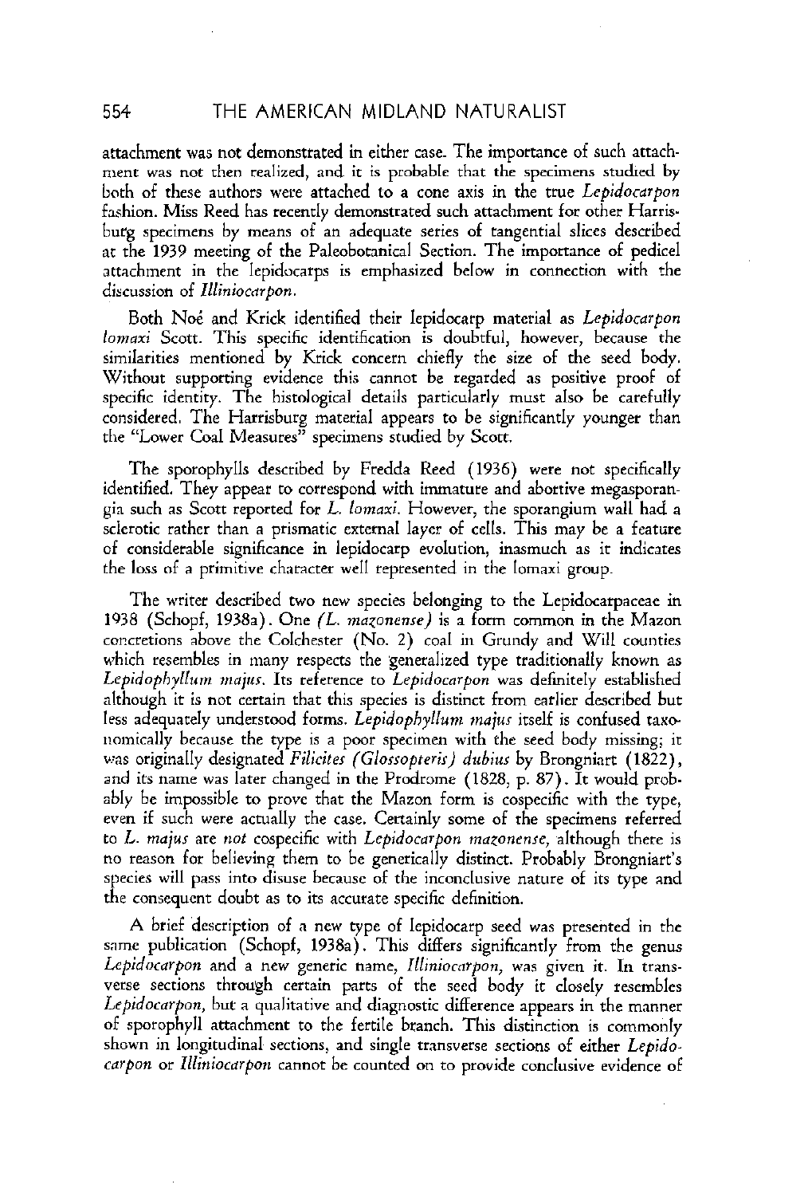attachment was not demonstrated in either case. The importance of such attachment was not then realized, and it is probable that the specimens studied by both of these authors were attached to a cone axis in the true *Lepidocarpon* fashion. Miss Reed has recently demonstrated such attachment for other Harrisburg specimens by means of an adequate series of tangential slices described at the 1939 meeting of the Paleobotanical Section. The importance of pedicel attachment in the lepidocarps is emphasized below in connection with the discussion of *Illiniocarpon*.

Both Noé and Krick identified their lepidocarp material as *Lepidocarpon lomaxi* Scott. This specific identification is doubtful, however, because the similarities mentioned by Krick concern chiefly the size of the seed body. Without supporting evidence this cannot be regarded as positive proof of specific identity. The histological details particularly must also be carefully considered. The Harrisburg material appears to be significantly younger than the "Lower Coal Measures" specimens studied by Scott.

The sporophylls described by Fredda Reed (1936) were not specifically identified. They appear to correspond with immature and abortive megasporangia such as Scott reported for *L. lomaxi*. However, the sporangium wall had a sclerotic rather than a prismatic external layer of cells. This may be a feature of considerable significance in lepidocarp evolution, inasmuch as it indicates the loss of a primitive character well represented in the lomaxi group.

The writer described two new species belonging to the Lepidocarpaceae in 1938 (Schopf, 1938a). One (*L. mazonense*) is a form common in the Mazon concretions above the Colchester (No. 2) coal in Grundy and Will counties which resembles in many respects the generalized type traditionally known as *Lepidophyllum majus*. Its reference to *Lepidocarpon* was definitely established although it is not certain that this species is distinct from earlier described but less adequately understood forms. *Lepidophyllum majus* itself is confused taxonomically because the type is a poor specimen with the seed body missing; it was originally designated *Filicites (Glossopteris) dubius* by Brongniart (1822), and its name was later changed in the Prodrome (1828, p. 87). It would probably be impossible to prove that the Mazon form is cospecific with the type, even if such were actually the case. Certainly some of the specimens referred to *L. majus* are *not* cospecific with *Lepidocarpon mazonense*, although there is no reason for believing them to be generically distinct. Probably Brongniart's species will pass into disuse because of the inconclusive nature of its type and the consequent doubt as to its accurate specific definition.

A brief description of a new type of lepidocarp seed was presented in the same publication (Schopf, 1938a). This differs significantly from the genus *Lepidocarpon* and a new generic name, *Illiniocarpon*, was given it. In transverse sections through certain parts of the seed body it closely resembles *Lepidocarpon*, but a qualitative and diagnostic difference appears in the manner of sporophyll attachment to the fertile branch. This distinction is commonly shown in longitudinal sections, and single transverse sections of either *Lepidocarpon* or *Illiniocarpon* cannot be counted on to provide conclusive evidence of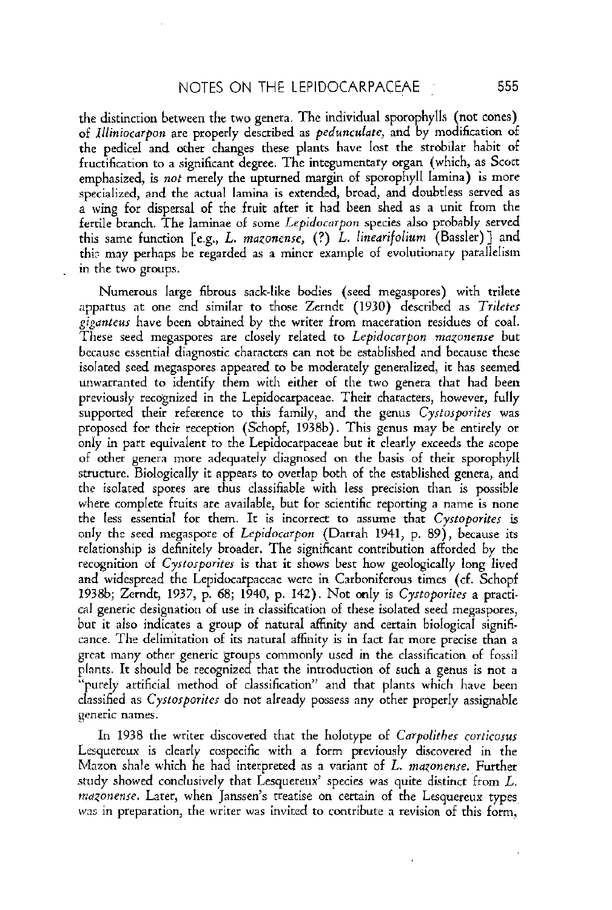the distinction between the two genera. The individual sporophylls (not cones) of *Illiniocarpon* are properly described as *pedunculate,* and by modification of the pedicel and other changes these plants have lost the strobilar habit of fructification to a significant degree. The integumentary organ (which, as Scott emphasized, is *not* merely the upturned margin of sporophyll lamina) is more specialized, and the actual lamina is extended, broad, and doubtless served as a wing for dispersal of the fruit after it had been shed as a unit from the fertile branch. The laminae of some *Lepidocarpon* species also probably served this same function [e.g., *L. mazonense,* (?) *L. linearifolium* (Bassler)] and this may perhaps be regarded as a minor example of evolutionary parallelism in the two groups.

Numerous large fibrous sack-like bodies (seed megaspores) with trilete appartus at one end similar to those Zerndt (1930) described as *Triletes giganteus* have been obtained by the writer from maceration residues of coal. These seed megaspores are closely related to *Lepidocarpon mazonense* but because essential diagnostic characters can not be established and because these isolated seed megaspores appeared to be moderately generalized, it has seemed unwarranted to identify them with either of the two genera that had been previously recognized in the Lepidocarpaceae. Their characters, however, fully supported their reference to this family, and the genus *Cystosporites* was proposed for their reception (Schopf, 1938b). This genus may be entirely or only in part equivalent to the Lepidocarpaceae but it clearly exceeds the scope of other genera more adequately diagnosed on the basis of their sporophyll structure. Biologically it appears to overlap both of the established genera, and the isolated spores are thus classifiable with less precision than is possible where complete fruits are available, but for scientific reporting a name is none the less essential for them. It is incorrect to assume that *Cystoporites* is only the seed megaspore of *Lepidocarpon* (Darrah 1941, p. 89), because its relationship is definitely broader. The significant contribution afforded by the recognition of *Cystosporites* is that it shows best how geologically long lived and widespread the Lepidocarpaceae were in Carboniferous times (cf. Schopf 1938b; Zerndt, 1937, p. 68; 1940, p. 142). Not only is *Cystoporites* a practical generic designation of use in classification of these isolated seed megaspores, but it also indicates a group of natural affinity and certain biological significance. The delimitation of its natural affinity is in fact far more precise than a great many other generic groups commonly used in the classification of fossil plants. It should be recognized that the introduction of such a genus is not a "purely artificial method of classification" and that plants which have been classified as *Cystosporites* do not already possess any other properly assignable generic names.

In 1938 the writer discovered that the holotype of *Carpolithes corticosus* Lesquereux is clearly cospecific with a form previously discovered in the Mazon shale which he had interpreted as a variant of *L. mazonense.* Further study showed conclusively that Lesquereux' species was quite distinct from *L. mazonense.* Later, when Janssen's treatise on certain of the Lesquereux types was in preparation, the writer was invited to contribute a revision of this form,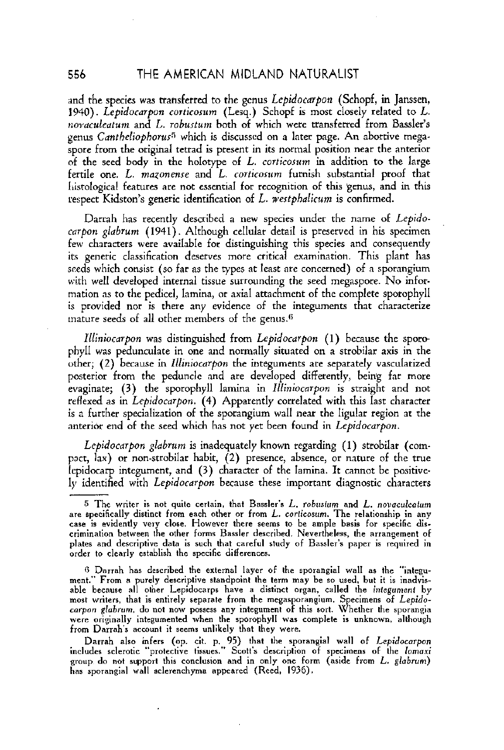and the species was transferred to the genus *Lepidocarpon* (Schopf, in Janssen, 1940). *Lepidocarpon corticosum* (Lesq.) Schopf is most closely related to *L. novaculeatum* and *L. robustum* both of which were transferred from Bassler's genus *Cantheliophorus*[5] which is discussed on a later page. An abortive megaspore from the original tetrad is present in its normal position near the anterior of the seed body in the holotype of *L. corticosum* in addition to the large fertile one. *L. mazonense* and *L. corticosum* furnish substantial proof that histological features are not essential for recognition of this genus, and in this respect Kidston's generic identification of *L. westphalicum* is confirmed.

Darrah has recently described a new species under the name of *Lepidocarpon glabrum* (1941). Although cellular detail is preserved in his specimen few characters were available for distinguishing this species and consequently its generic classification deserves more critical examination. This plant has seeds which consist (so far as the types at least are concerned) of a sporangium with well developed internal tissue surrounding the seed megaspore. No information as to the pedicel, lamina, or axial attachment of the complete sporophyll is provided nor is there any evidence of the integuments that characterize mature seeds of all other members of the genus.[6]

*Illiniocarpon* was distinguished from *Lepidocarpon* (1) because the sporophyll was pedunculate in one and normally situated on a strobilar axis in the other; (2) because in *Illiniocarpon* the integuments are separately vascularized posterior from the peduncle and are developed differently, being far more evaginate; (3) the sporophyll lamina in *Illiniocarpon* is straight and not reflexed as in *Lepidocarpon*. (4) Apparently correlated with this last character is a further specialization of the sporangium wall near the ligular region at the anterior end of the seed which has not yet been found in *Lepidocarpon*.

*Lepidocarpon glabrum* is inadequately known regarding (1) strobilar (compact, lax) or non-strobilar habit, (2) presence, absence, or nature of the true lepidocarp integument, and (3) character of the lamina. It cannot be positively identified with *Lepidocarpon* because these important diagnostic characters

---

[5] The writer is not quite certain, that Bassler's *L. robustum* and *L. novaculeatum* are specifically distinct from each other or from *L. corticosum*. The relationship in any case is evidently very close. However there seems to be ample basis for specific discrimination between the other forms Bassler described. Nevertheless, the arrangement of plates and descriptive data is such that careful study of Bassler's paper is required in order to clearly establish the specific differences.

[6] Darrah has described the external layer of the sporangial wall as the "integument." From a purely descriptive standpoint the term may be so used, but it is inadvisable because all other Lepidocarps have a distinct organ, called the *integument* by most writers, that is entirely separate from the megasporangium. Specimens of *Lepidocarpon glabrum*, do not now possess any integument of this sort. Whether the sporangia were originally integumented when the sporophyll was complete is unknown, although from Darrah's account it seems unlikely that they were.

Darrah also infers (op. cit. p. 95) that the sporangial wall of *Lepidocarpon* includes sclerotic "protective tissues." Scott's description of specimens of the *lomaxi* group do not support this conclusion and in only one form (aside from *L. glabrum*) has sporangial wall sclerenchyma appeared (Reed, 1936).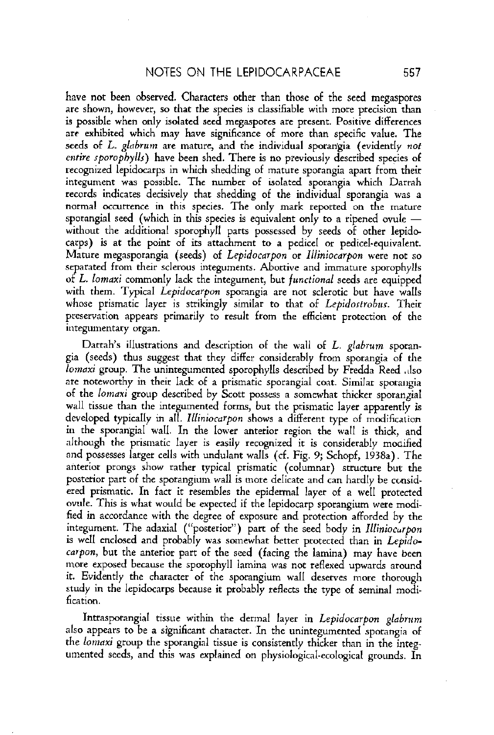have not been observed. Characters other than those of the seed megaspores are shown, however, so that the species is classifiable with more precision than is possible when only isolated seed megaspores are present. Positive differences are exhibited which may have significance of more than specific value. The seeds of *L. glabrum* are mature, and the individual sporangia (evidently *not entire sporophylls*) have been shed. There is no previously described species of recognized lepidocarps in which shedding of mature sporangia apart from their integument was possible. The number of isolated sporangia which Darrah records indicates decisively that shedding of the individual sporangia was a normal occurrence in this species. The only mark reported on the mature sporangial seed (which in this species is equivalent only to a ripened ovule — without the additional sporophyll parts possessed by seeds of other lepidocarps) is at the point of its attachment to a pedicel or pedicel-equivalent. Mature megasporangia (seeds) of *Lepidocarpon* or *Illiniocarpon* were not so separated from their sclerous integuments. Abortive and immature sporophylls of *L. lomaxi* commonly lack the integument, but *functional* seeds are equipped with them. Typical *Lepidocarpon* sporangia are not sclerotic but have walls whose prismatic layer is strikingly similar to that of *Lepidostrobus*. Their preservation appears primarily to result from the efficient protection of the integumentary organ.

Darrah's illustrations and description of the wall of *L. glabrum* sporangia (seeds) thus suggest that they differ considerably from sporangia of the *lomaxi* group. The unintegumented sporophylls described by Fredda Reed also are noteworthy in their lack of a prismatic sporangial coat. Similar sporangia of the *lomaxi* group described by Scott possess a somewhat thicker sporangial wall tissue than the integumented forms, but the prismatic layer apparently is developed typically in all. *Illiniocarpon* shows a different type of modification in the sporangial wall. In the lower anterior region the wall is thick, and although the prismatic layer is easily recognized it is considerably modified and possesses larger cells with undulant walls (cf. Fig. 9; Schopf, 1938a). The anterior prongs show rather typical prismatic (columnar) structure but the posterior part of the sporangium wall is more delicate and can hardly be considered prismatic. In fact it resembles the epidermal layer of a well protected ovule. This is what would be expected if the lepidocarp sporangium were modified in accordance with the degree of exposure and protection afforded by the integument. The adaxial ("posterior") part of the seed body in *Illiniocarpon* is well enclosed and probably was somewhat better protected than in *Lepidocarpon*, but the anterior part of the seed (facing the lamina) may have been more exposed because the sporophyll lamina was not reflexed upwards around it. Evidently the character of the sporangium wall deserves more thorough study in the lepidocarps because it probably reflects the type of seminal modification.

Intrasporangial tissue within the dermal layer in *Lepidocarpon glabrum* also appears to be a significant character. In the unintegumented sporangia of the *lomaxi* group the sporangial tissue is consistently thicker than in the integumented seeds, and this was explained on physiological-ecological grounds. In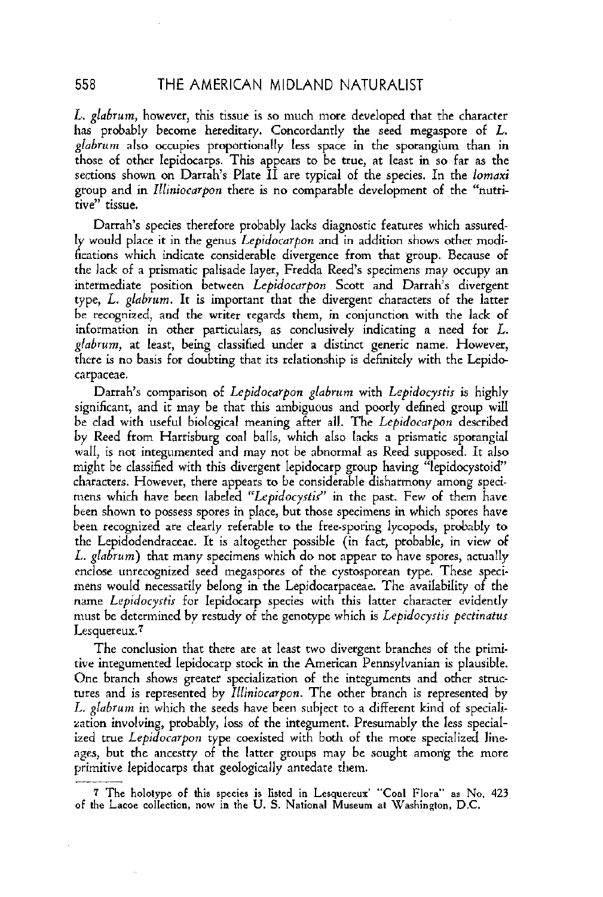*L. glabrum*, however, this tissue is so much more developed that the character has probably become hereditary. Concordantly the seed megaspore of *L. glabrum* also occupies proportionally less space in the sporangium than in those of other lepidocarps. This appears to be true, at least in so far as the sections shown on Darrah's Plate II are typical of the species. In the *lomaxi* group and in *Illiniocarpon* there is no comparable development of the "nutritive" tissue.

Darrah's species therefore probably lacks diagnostic features which assuredly would place it in the genus *Lepidocarpon* and in addition shows other modifications which indicate considerable divergence from that group. Because of the lack of a prismatic palisade layer, Fredda Reed's specimens may occupy an intermediate position between *Lepidocarpon* Scott and Darrah's divergent type, *L. glabrum*. It is important that the divergent characters of the latter be recognized, and the writer regards them, in conjunction with the lack of information in other particulars, as conclusively indicating a need for *L. glabrum*, at least, being classified under a distinct generic name. However, there is no basis for doubting that its relationship is definitely with the Lepidocarpaceae.

Darrah's comparison of *Lepidocarpon glabrum* with *Lepidocystis* is highly significant, and it may be that this ambiguous and poorly defined group will be clad with useful biological meaning after all. The *Lepidocarpon* described by Reed from Harrisburg coal balls, which also lacks a prismatic sporangial wall, is not integumented and may not be abnormal as Reed supposed. It also might be classified with this divergent lepidocarp group having "lepidocystoid" characters. However, there appears to be considerable disharmony among specimens which have been labeled "*Lepidocystis*" in the past. Few of them have been shown to possess spores in place, but those specimens in which spores have been recognized are clearly referable to the free-sporing lycopods, probably to the Lepidodendraceae. It is altogether possible (in fact, probable, in view of *L. glabrum*) that many specimens which do not appear to have spores, actually enclose unrecognized seed megaspores of the cystosporean type. These specimens would necessarily belong in the Lepidocarpaceae. The availability of the name *Lepidocystis* for lepidocarp species with this latter character evidently must be determined by restudy of the genotype which is *Lepidocystis pectinatus* Lesquereux.[7]

The conclusion that there are at least two divergent branches of the primitive integumented lepidocarp stock in the American Pennsylvanian is plausible. One branch shows greater specialization of the integuments and other structures and is represented by *Illiniocarpon*. The other branch is represented by *L. glabrum* in which the seeds have been subject to a different kind of specialization involving, probably, loss of the integument. Presumably the less specialized true *Lepidocarpon* type coexisted with both of the more specialized lineages, but the ancestry of the latter groups may be sought among the more primitive lepidocarps that geologically antedate them.

---

[7] The holotype of this species is listed in Lesquereux' "Coal Flora" as No. 423 of the Lacoe collection, now in the U. S. National Museum at Washington, D.C.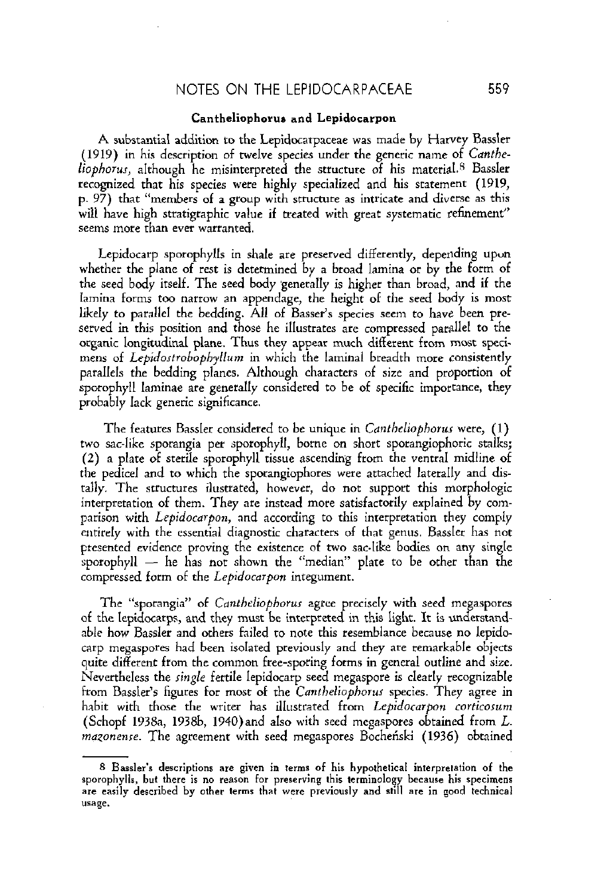### Cantheliophorus and Lepidocarpon

A substantial addition to the Lepidocarpaceae was made by Harvey Bassler (1919) in his description of twelve species under the generic name of *Cantheliophorus*, although he misinterpreted the structure of his material.[8] Bassler recognized that his species were highly specialized and his statement (1919, p. 97) that "members of a group with structure as intricate and diverse as this will have high stratigraphic value if treated with great systematic refinement" seems more than ever warranted.

Lepidocarp sporophylls in shale are preserved differently, depending upon whether the plane of rest is determined by a broad lamina or by the form of the seed body itself. The seed body generally is higher than broad, and if the lamina forms too narrow an appendage, the height of the seed body is most likely to parallel the bedding. All of Basser's species seem to have been preserved in this position and those he illustrates are compressed parallel to the organic longitudinal plane. Thus they appear much different from most specimens of *Lepidostrobophyllum* in which the laminal breadth more consistently parallels the bedding planes. Although characters of size and proportion of sporophyll laminae are generally considered to be of specific importance, they probably lack generic significance.

The features Bassler considered to be unique in *Cantheliophorus* were, (1) two sac-like sporangia per sporophyll, borne on short sporangiophoric stalks; (2) a plate of sterile sporophyll tissue ascending from the ventral midline of the pedicel and to which the sporangiophores were attached laterally and distally. The structures illustrated, however, do not support this morphologic interpretation of them. They are instead more satisfactorily explained by comparison with *Lepidocarpon*, and according to this interpretation they comply entirely with the essential diagnostic characters of that genus. Bassler has not presented evidence proving the existence of two sac-like bodies on any single sporophyll — he has not shown the "median" plate to be other than the compressed form of the *Lepidocarpon* integument.

The "sporangia" of *Cantheliophorus* agree precisely with seed megaspores of the lepidocarps, and they must be interpreted in this light. It is understandable how Bassler and others failed to note this resemblance because no lepidocarp megaspores had been isolated previously and they are remarkable objects quite different from the common free-sporing forms in general outline and size. Nevertheless the *single* fertile lepidocarp seed megaspore is clearly recognizable from Bassler's figures for most of the *Cantheliophorus* species. They agree in habit with those the writer has illustrated from *Lepidocarpon corticosum* (Schopf 1938a, 1938b, 1940) and also with seed megaspores obtained from *L. mazonense*. The agreement with seed megaspores Bocheński (1936) obtained

---

[8] Bassler's descriptions are given in terms of his hypothetical interpretation of the sporophylls, but there is no reason for preserving this terminology because his specimens are easily described by other terms that were previously and still are in good technical usage.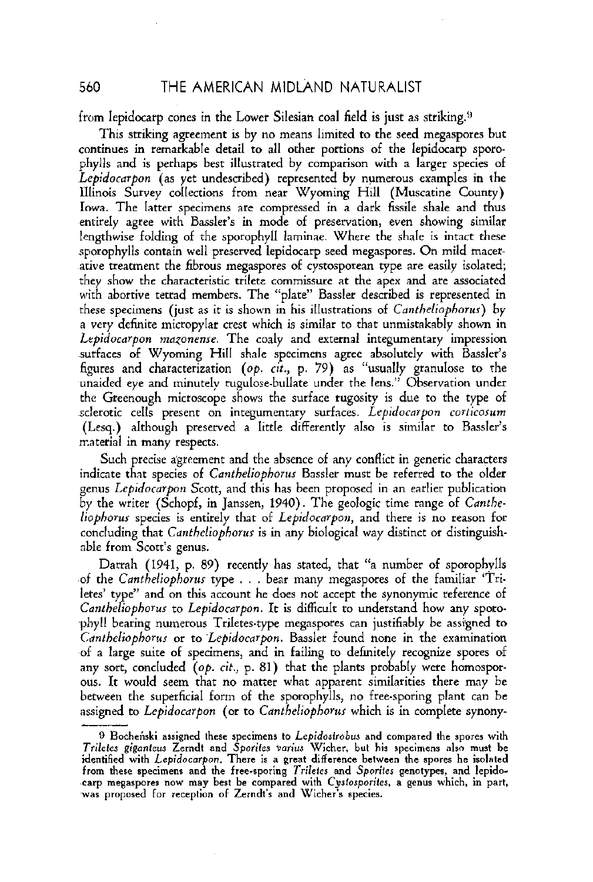from lepidocarp cones in the Lower Silesian coal field is just as striking.[9]

This striking agreement is by no means limited to the seed megaspores but continues in remarkable detail to all other portions of the lepidocarp sporophylls and is perhaps best illustrated by comparison with a larger species of *Lepidocarpon* (as yet undescribed) represented by numerous examples in the Illinois Survey collections from near Wyoming Hill (Muscatine County) Iowa. The latter specimens are compressed in a dark fissile shale and thus entirely agree with Bassler's in mode of preservation, even showing similar lengthwise folding of the sporophyll laminae. Where the shale is intact these sporophylls contain well preserved lepidocarp seed megaspores. On mild macerative treatment the fibrous megaspores of cystosporean type are easily isolated; they show the characteristic trilete commissure at the apex and are associated with abortive tetrad members. The "plate" Bassler described is represented in these specimens (just as it is shown in his illustrations of *Cantheliophorus*) by a very definite micropylar crest which is similar to that unmistakably shown in *Lepidocarpon mazonense*. The coaly and external integumentary impression surfaces of Wyoming Hill shale specimens agree absolutely with Bassler's figures and characterization (*op. cit.*, p. 79) as "usually granulose to the unaided eye and minutely rugulose-bullate under the lens." Observation under the Greenough microscope shows the surface rugosity is due to the type of sclerotic cells present on integumentary surfaces. *Lepidocarpon corticosum* (Lesq.) although preserved a little differently also is similar to Bassler's material in many respects.

Such precise agreement and the absence of any conflict in generic characters indicate that species of *Cantheliophorus* Bassler must be referred to the older genus *Lepidocarpon* Scott, and this has been proposed in an earlier publication by the writer (Schopf, in Janssen, 1940). The geologic time range of *Cantheliophorus* species is entirely that of *Lepidocarpon*, and there is no reason for concluding that *Cantheliophorus* is in any biological way distinct or distinguishable from Scott's genus.

Darrah (1941, p. 89) recently has stated, that "a number of sporophylls of the *Cantheliophorus* type . . . bear many megaspores of the familiar 'Triletes' type" and on this account he does not accept the synonymic reference of *Cantheliophorus* to *Lepidocarpon*. It is difficult to understand how any sporophyll bearing numerous Triletes-type megaspores can justifiably be assigned to *Cantheliophorus* or to *Lepidocarpon*. Bassler found none in the examination of a large suite of specimens, and in failing to definitely recognize spores of any sort, concluded (*op. cit.*, p. 81) that the plants probably were homosporous. It would seem that no matter what apparent similarities there may be between the superficial form of the sporophylls, no free-sporing plant can be assigned to *Lepidocarpon* (or to *Cantheliophorus* which is in complete synony-

---

[9] Bocheński assigned these specimens to *Lepidostrobus* and compared the spores with *Triletes giganteus* Zerndt and *Sporites varius* Wicher, but his specimens also must be identified with *Lepidocarpon*. There is a great difference between the spores he isolated from these specimens and the free-sporing *Triletes* and *Sporites* genotypes, and lepidocarp megaspores now may best be compared with *Cystosporites*, a genus which, in part, was proposed for reception of Zerndt's and Wicher's species.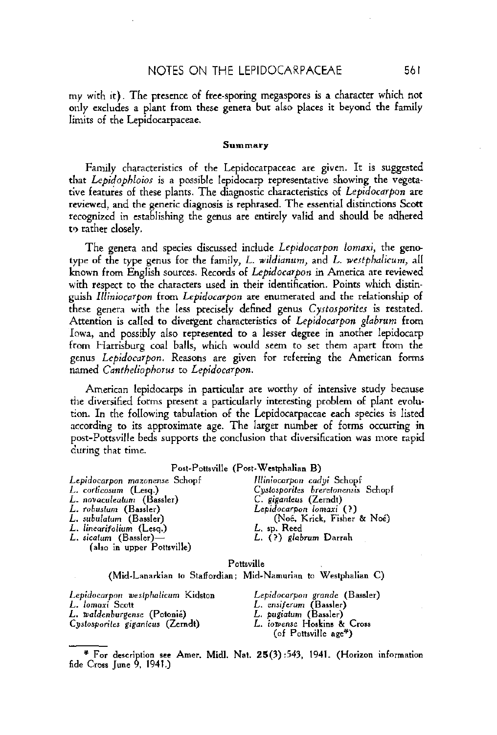my with it). The presence of free-sporing megaspores is a character which not only excludes a plant from these genera but also places it beyond the family limits of the Lepidocarpaceae.

## Summary

Family characteristics of the Lepidocarpaceae are given. It is suggested that *Lepidophloios* is a possible lepidocarp representative showing the vegetative features of these plants. The diagnostic characteristics of *Lepidocarpon* are reviewed, and the generic diagnosis is rephrased. The essential distinctions Scott recognized in establishing the genus are entirely valid and should be adhered to rather closely.

The genera and species discussed include *Lepidocarpon lomaxi*, the genotype of the type genus for the family, *L. wildianum*, and *L. westphalicum*, all known from English sources. Records of *Lepidocarpon* in America are reviewed with respect to the characters used in their identification. Points which distinguish *Illiniocarpon* from *Lepidocarpon* are enumerated and the relationship of these genera with the less precisely defined genus *Cystosporites* is restated. Attention is called to divergent characteristics of *Lepidocarpon glabrum* from Iowa, and possibly also represented to a lesser degree in another lepidocarp from Harrisburg coal balls, which would seem to set them apart from the genus *Lepidocarpon*. Reasons are given for referring the American forms named *Cantheliophorus* to *Lepidocarpon*.

American lepidocarps in particular are worthy of intensive study because the diversified forms present a particularly interesting problem of plant evolution. In the following tabulation of the Lepidocarpaceae each species is listed according to its approximate age. The larger number of forms occurring in post-Pottsville beds supports the conclusion that diversification was more rapid during that time.

Post-Pottsville (Post-Westphalian B)

*Lepidocarpon mazonense* Schopf
*L. corticosum* (Lesq.)
*L. novaculeatum* (Bassler)
*L. robustum* (Bassler)
*L. subulatum* (Bassler)
*L. linearifolium* (Lesq.)
*L. sicatum* (Bassler)—
(also in upper Pottsville)
*Illiniocarpon cadyi* Schopf
*Cystosporites breretonensis* Schopf
*C. giganteus* (Zerndt)
*Lepidocarpon lomaxi* (?)
(Noé, Krick, Fisher & Noé)
*L.* sp. Reed
*L.* (?) *glabrum* Darrah

Pottsville
(Mid-Lanarkian to Staffordian; Mid-Namurian to Westphalian C)

*Lepidocarpon westphalicum* Kidston
*L. lomaxi* Scott
*L. waldenburgense* (Potonié)
*Cystosporites giganteus* (Zerndt)
*Lepidocarpon grande* (Bassler)
*L. ensiferum* (Bassler)
*L. pugiatum* (Bassler)
*L. iowense* Hoskins & Cross
(of Pottsville age*)

* For description see Amer. Midl. Nat. 25(3):543, 1941. (Horizon information fide Cross June 9, 1941.)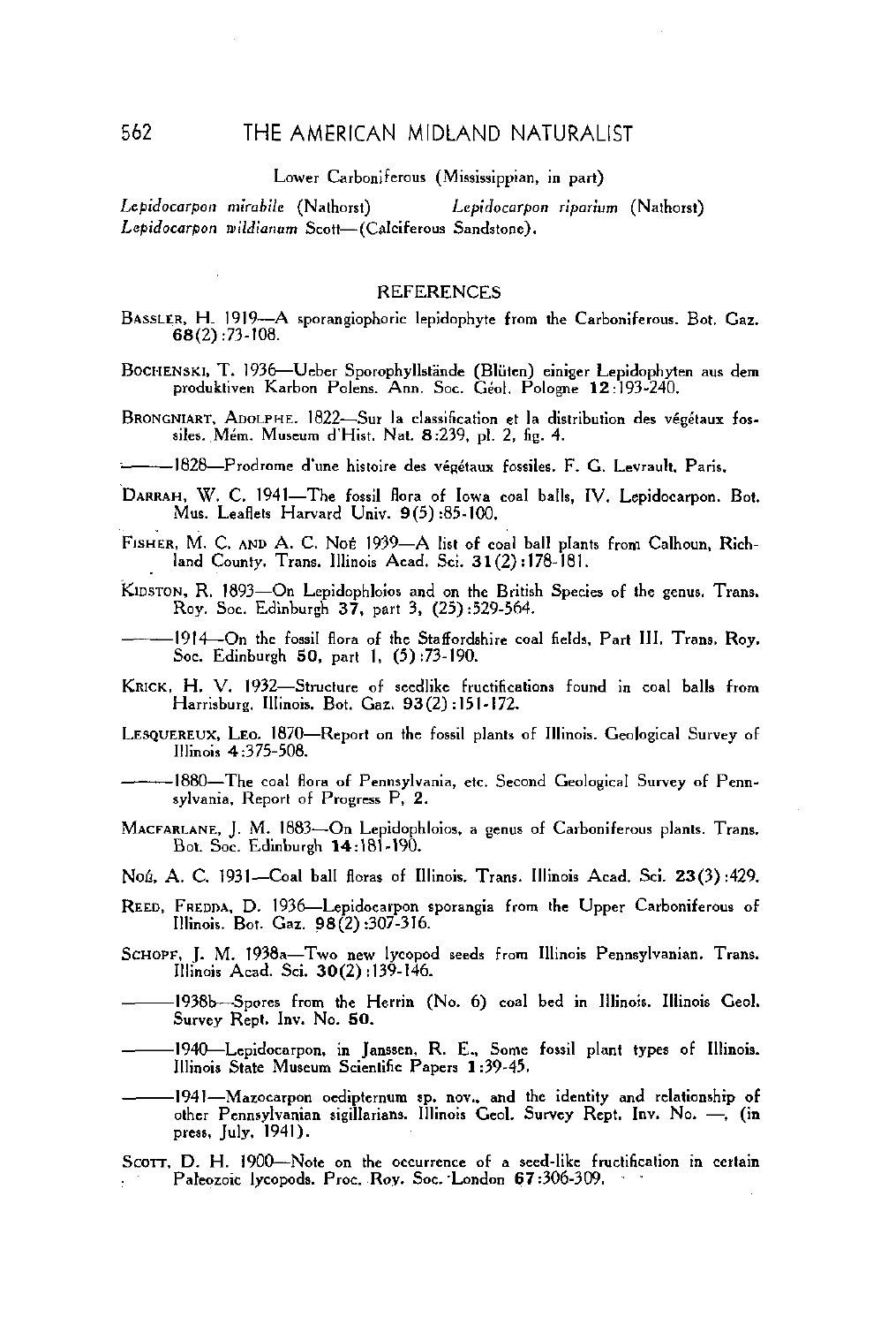Lower Carboniferous (Mississippian, in part)

*Lepidocarpon mirabile* (Nathorst) *Lepidocarpon riparium* (Nathorst)
*Lepidocarpon wildianum* Scott—(Calciferous Sandstone).

## REFERENCES

BASSLER, H. 1919—A sporangiophoric lepidophyte from the Carboniferous. Bot. Gaz. **68**(2):73-108.

BOCHENSKI, T. 1936—Ueber Sporophyllstände (Blüten) einiger Lepidophyten aus dem produktiven Karbon Polens. Ann. Soc. Géol. Pologne **12**:193-240.

BRONGNIART, ADOLPHE. 1822—Sur la classification et la distribution des végétaux fossiles. Mém. Museum d'Hist. Nat. **8**:239, pl. 2, fig. 4.

———1828—Prodrome d'une histoire des végétaux fossiles. F. G. Levrault, Paris.

DARRAH, W. C. 1941—The fossil flora of Iowa coal balls, IV. Lepidocarpon. Bot. Mus. Leaflets Harvard Univ. **9**(5):85-100.

FISHER, M. C. AND A. C. NOÉ 1939—A list of coal ball plants from Calhoun, Richland County. Trans. Illinois Acad. Sci. **31**(2):178-181.

KIDSTON, R. 1893—On Lepidophloios and on the British Species of the genus. Trans. Roy. Soc. Edinburgh **37**, part 3, (25):529-564.

———1914—On the fossil flora of the Staffordshire coal fields, Part III. Trans. Roy. Soc. Edinburgh **50**, part 1, (5):73-190.

KRICK, H. V. 1932—Structure of seedlike fructifications found in coal balls from Harrisburg, Illinois. Bot. Gaz. **93**(2):151-172.

LESQUEREUX, LEO. 1870—Report on the fossil plants of Illinois. Geological Survey of Illinois **4**:375-508.

———1880—The coal flora of Pennsylvania, etc. Second Geological Survey of Pennsylvania, Report of Progress P, **2**.

MACFARLANE, J. M. 1883—On Lepidophloios, a genus of Carboniferous plants. Trans. Bot. Soc. Edinburgh **14**:181-190.

NOÉ, A. C. 1931—Coal ball floras of Illinois. Trans. Illinois Acad. Sci. **23**(3):429.

REED, FREDDA, D. 1936—Lepidocarpon sporangia from the Upper Carboniferous of Illinois. Bot. Gaz. **98**(2):307-316.

SCHOPF, J. M. 1938a—Two new lycopod seeds from Illinois Pennsylvanian. Trans. Illinois Acad. Sci. **30**(2):139-146.

———1938b—Spores from the Herrin (No. 6) coal bed in Illinois. Illinois Geol. Survey Rept. Inv. No. **50**.

———1940—Lepidocarpon, in Janssen, R. E., Some fossil plant types of Illinois. Illinois State Museum Scientific Papers **1**:39-45.

———1941—Mazocarpon oedipternum sp. nov., and the identity and relationship of other Pennsylvanian sigillarians. Illinois Geol. Survey Rept. Inv. No. —, (in press, July, 1941).

SCOTT, D. H. 1900—Note on the occurrence of a seed-like fructification in certain Paleozoic lycopods. Proc. Roy. Soc. London **67**:306-309.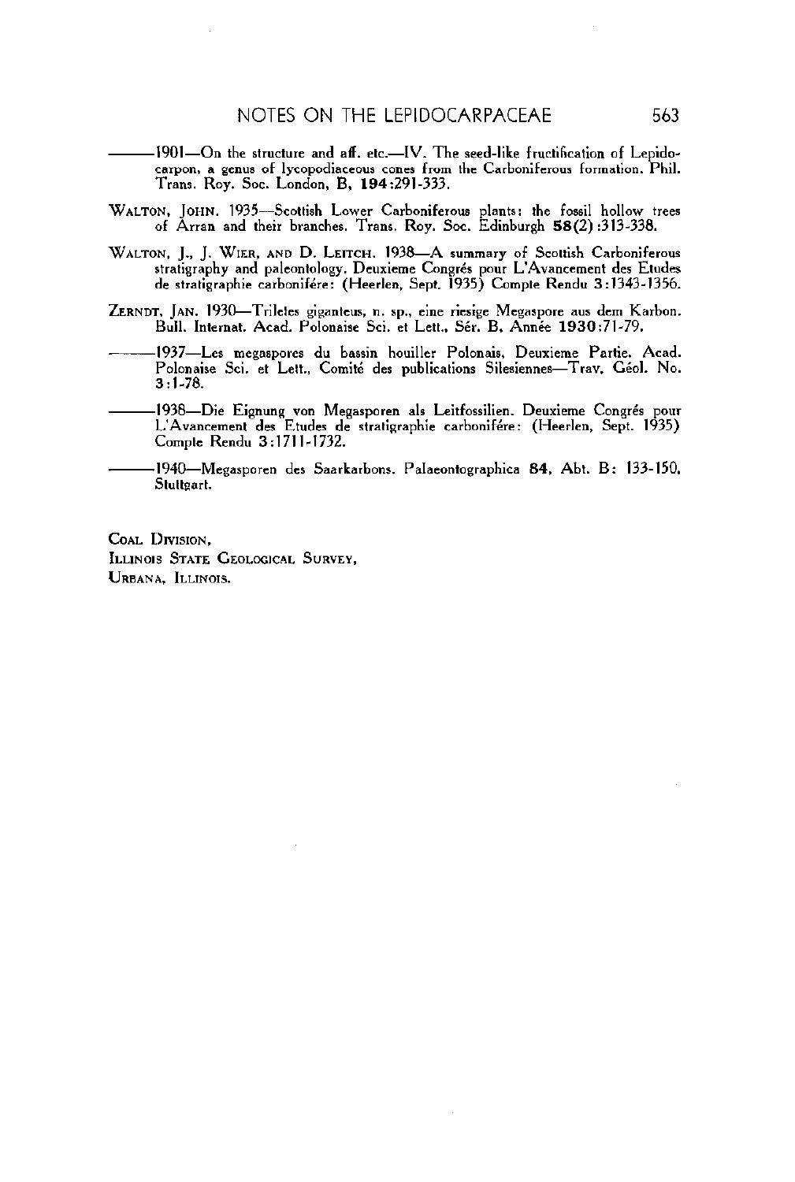———1901—On the structure and aff. etc.—IV. The seed-like fructification of Lepidocarpon, a genus of lycopodiaceous cones from the Carboniferous formation. Phil. Trans. Roy. Soc. London, B, **194**:291-333.

WALTON, JOHN. 1935—Scottish Lower Carboniferous plants: the fossil hollow trees of Arran and their branches. Trans. Roy. Soc. Edinburgh **58(2)**:313-338.

WALTON, J., J. WIER, AND D. LEITCH. 1938—A summary of Scottish Carboniferous stratigraphy and paleontology. Deuxieme Congrés pour L'Avancement des Etudes de stratigraphie carbonifére: (Heerlen, Sept. 1935) Compte Rendu **3**:1343-1356.

ZERNDT, JAN. 1930—Triletes giganteus, n. sp., eine riesige Megaspore aus dem Karbon. Bull. Internat. Acad. Polonaise Sci. et Lett., Sér. B, Année **1930**:71-79.

———1937—Les megaspores du bassin houiller Polonais, Deuxieme Partie. Acad. Polonaise Sci. et Lett., Comité des publications Silesiennes—Trav. Géol. No. **3**:1-78.

———1938—Die Eignung von Megasporen als Leitfossilien. Deuxieme Congrés pour L'Avancement des Etudes de stratigraphie carbonifére: (Heerlen, Sept. 1935) Compte Rendu **3**:1711-1732.

———1940—Megasporen des Saarkarbons. Palaeontographica **84**, Abt. B: 133-150, Stuttgart.

COAL DIVISION,
ILLINOIS STATE GEOLOGICAL SURVEY,
URBANA, ILLINOIS.